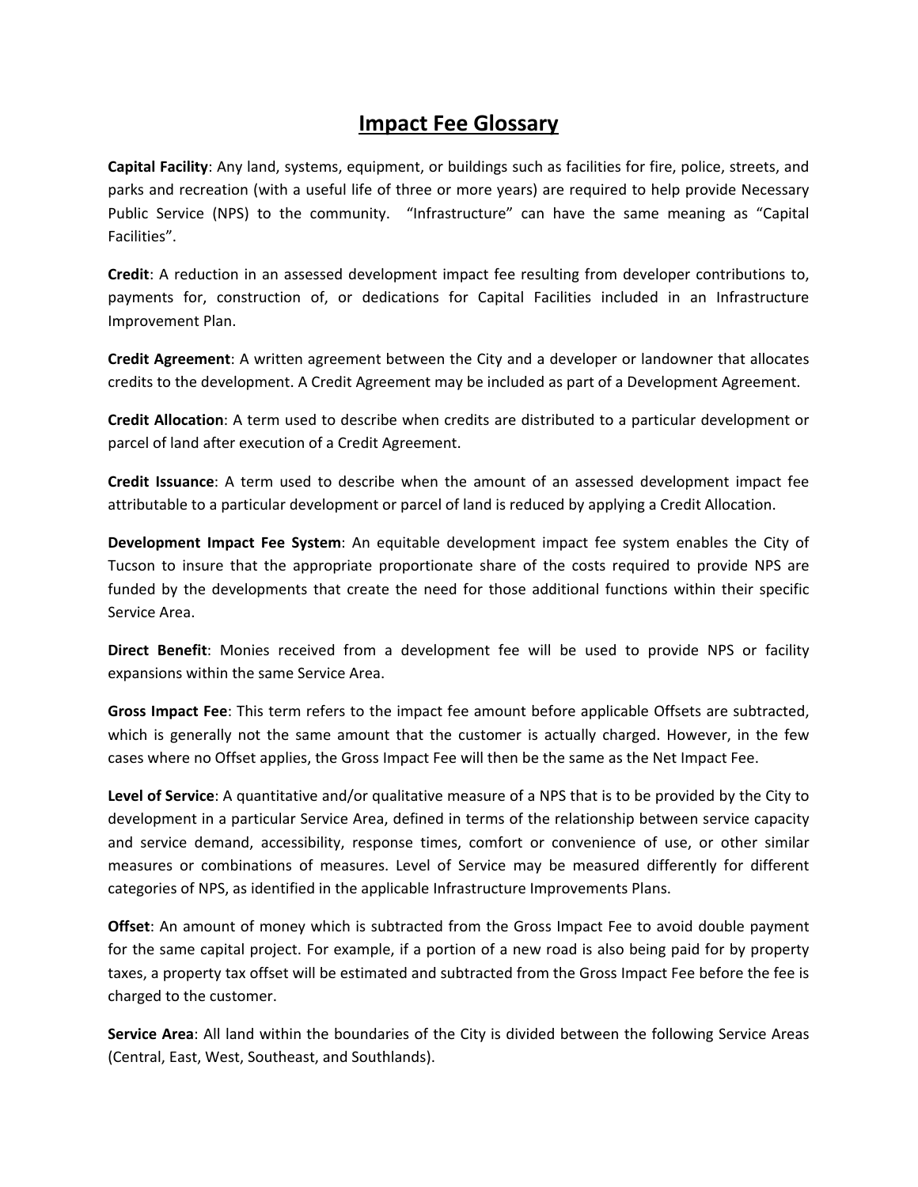# Impact Fee Glossary

**Capital Facility**: Any land, systems, equipment, or buildings such as facilities for fire, police, streets, and parks and recreation (with a useful life of three or more years) are required to help provide Necessary Public Service (NPS) to the community. "Infrastructure" can have the same meaning as "Capital Facilities".

**Credit**: A reduction in an assessed development impact fee resulting from developer contributions to, payments for, construction of, or dedications for Capital Facilities included in an Infrastructure Improvement Plan.

**Credit Agreement**: A written agreement between the City and a developer or landowner that allocates credits to the development. A Credit Agreement may be included as part of a Development Agreement.

**Credit Allocation**: A term used to describe when credits are distributed to a particular development or parcel of land after execution of a Credit Agreement.

**Credit Issuance**: A term used to describe when the amount of an assessed development impact fee attributable to a particular development or parcel of land is reduced by applying a Credit Allocation.

**Development Impact Fee System**: An equitable development impact fee system enables the City of Tucson to insure that the appropriate proportionate share of the costs required to provide NPS are funded by the developments that create the need for those additional functions within their specific Service Area.

**Direct Benefit**: Monies received from a development fee will be used to provide NPS or facility expansions within the same Service Area.

**Gross Impact Fee**: This term refers to the impact fee amount before applicable Offsets are subtracted, which is generally not the same amount that the customer is actually charged. However, in the few cases where no Offset applies, the Gross Impact Fee will then be the same as the Net Impact Fee.

**Level of Service**: A quantitative and/or qualitative measure of a NPS that is to be provided by the City to development in a particular Service Area, defined in terms of the relationship between service capacity and service demand, accessibility, response times, comfort or convenience of use, or other similar measures or combinations of measures. Level of Service may be measured differently for different categories of NPS, as identified in the applicable Infrastructure Improvements Plans.

**Offset**: An amount of money which is subtracted from the Gross Impact Fee to avoid double payment for the same capital project. For example, if a portion of a new road is also being paid for by property taxes, a property tax offset will be estimated and subtracted from the Gross Impact Fee before the fee is charged to the customer.

**Service Area**: All land within the boundaries of the City is divided between the following Service Areas (Central, East, West, Southeast, and Southlands).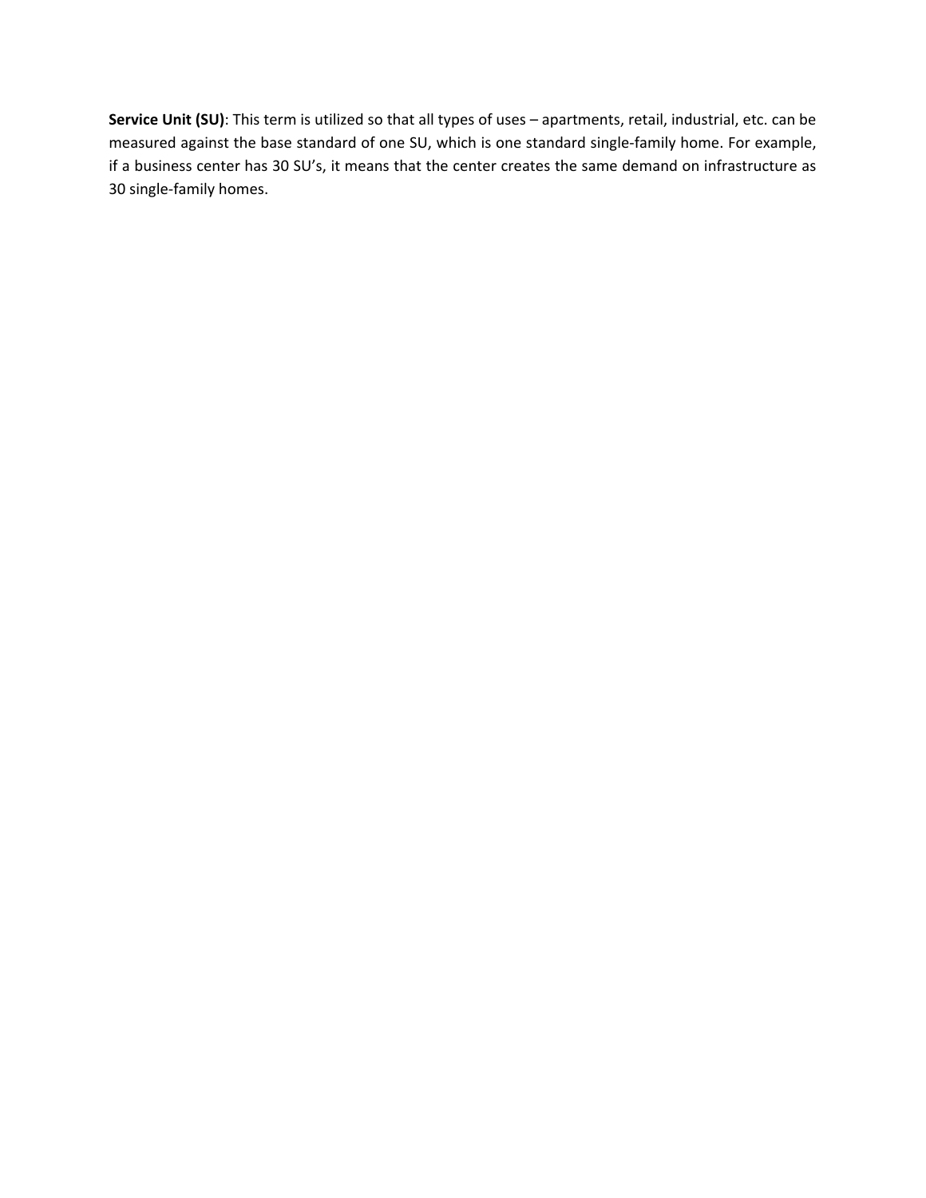**Service Unit (SU)**: This term is utilized so that all types of uses – apartments, retail, industrial, etc. can be measured against the base standard of one SU, which is one standard single-family home. For example, if a business center has 30 SU's, it means that the center creates the same demand on infrastructure as 30 single-family homes.